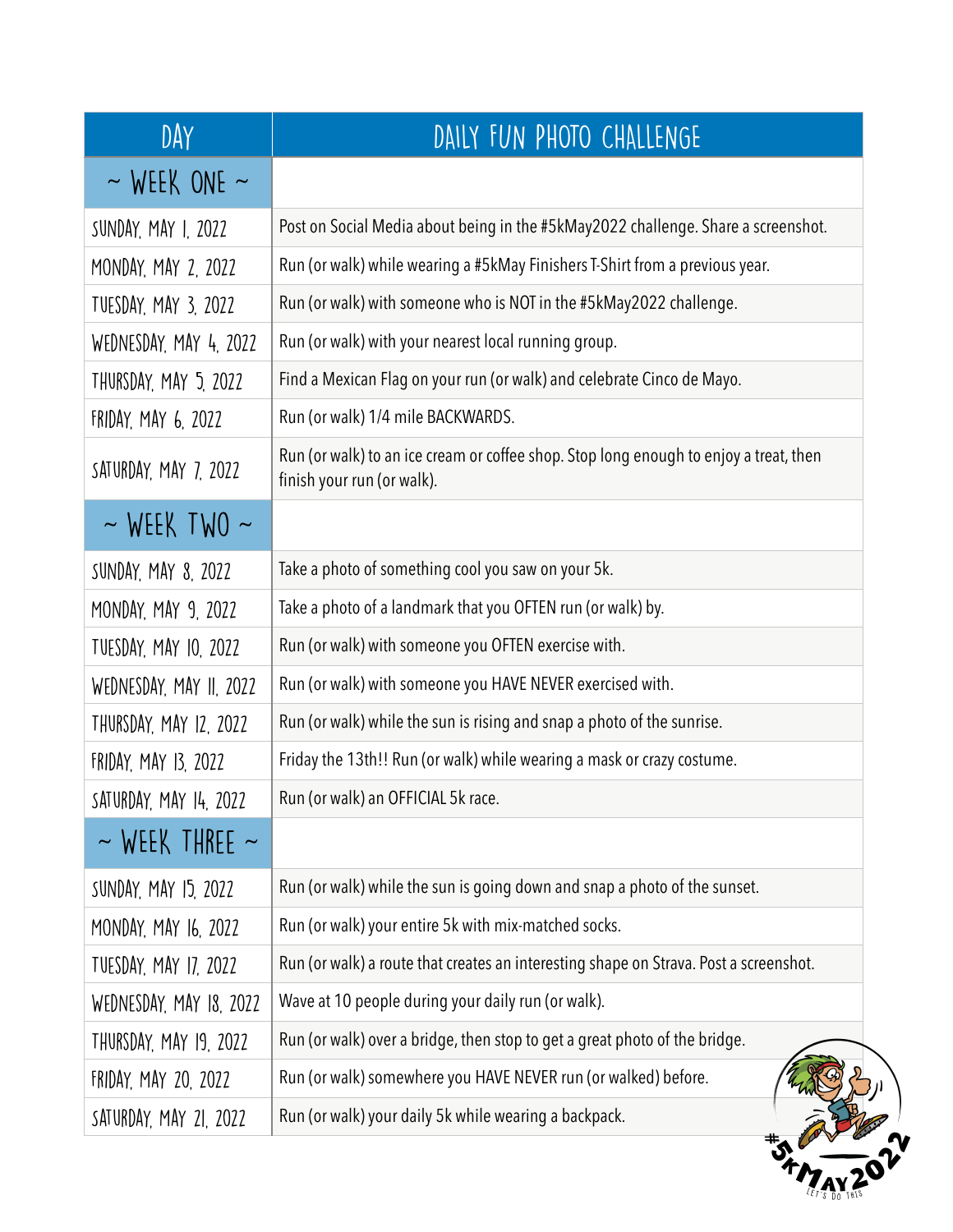| DAY | DAILY FUN PHOTO CHALLENGE |
|---|---|
| ~ WEEK ONE ~ | |
| SUNDAY, MAY 1, 2022 | Post on Social Media about being in the #5kMay2022 challenge. Share a screenshot. |
| MONDAY, MAY 2, 2022 | Run (or walk) while wearing a #5kMay Finishers T-Shirt from a previous year. |
| TUESDAY, MAY 3, 2022 | Run (or walk) with someone who is NOT in the #5kMay2022 challenge. |
| WEDNESDAY, MAY 4, 2022 | Run (or walk) with your nearest local running group. |
| THURSDAY, MAY 5, 2022 | Find a Mexican Flag on your run (or walk) and celebrate Cinco de Mayo. |
| FRIDAY, MAY 6, 2022 | Run (or walk) 1/4 mile BACKWARDS. |
| SATURDAY, MAY 7, 2022 | Run (or walk) to an ice cream or coffee shop. Stop long enough to enjoy a treat, then finish your run (or walk). |
| ~ WEEK TWO ~ | |
| SUNDAY, MAY 8, 2022 | Take a photo of something cool you saw on your 5k. |
| MONDAY, MAY 9, 2022 | Take a photo of a landmark that you OFTEN run (or walk) by. |
| TUESDAY, MAY 10, 2022 | Run (or walk) with someone you OFTEN exercise with. |
| WEDNESDAY, MAY 11, 2022 | Run (or walk) with someone you HAVE NEVER exercised with. |
| THURSDAY, MAY 12, 2022 | Run (or walk) while the sun is rising and snap a photo of the sunrise. |
| FRIDAY, MAY 13, 2022 | Friday the 13th!! Run (or walk) while wearing a mask or crazy costume. |
| SATURDAY, MAY 14, 2022 | Run (or walk) an OFFICIAL 5k race. |
| ~ WEEK THREE ~ | |
| SUNDAY, MAY 15, 2022 | Run (or walk) while the sun is going down and snap a photo of the sunset. |
| MONDAY, MAY 16, 2022 | Run (or walk) your entire 5k with mix-matched socks. |
| TUESDAY, MAY 17, 2022 | Run (or walk) a route that creates an interesting shape on Strava. Post a screenshot. |
| WEDNESDAY, MAY 18, 2022 | Wave at 10 people during your daily run (or walk). |
| THURSDAY, MAY 19, 2022 | Run (or walk) over a bridge, then stop to get a great photo of the bridge. |
| FRIDAY, MAY 20, 2022 | Run (or walk) somewhere you HAVE NEVER run (or walked) before. |
| SATURDAY, MAY 21, 2022 | Run (or walk) your daily 5k while wearing a backpack. |

#5kMAY2022 LET'S DO THIS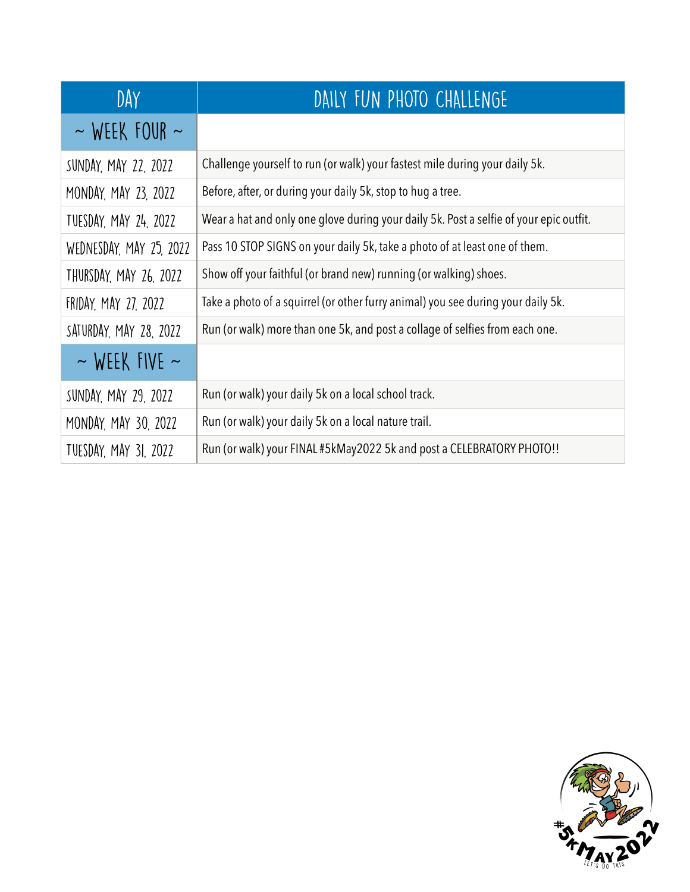| DAY | DAILY FUN PHOTO CHALLENGE |
| --- | --- |
| ~ WEEK FOUR ~ | |
| SUNDAY, MAY 22, 2022 | Challenge yourself to run (or walk) your fastest mile during your daily 5k. |
| MONDAY, MAY 23, 2022 | Before, after, or during your daily 5k, stop to hug a tree. |
| TUESDAY, MAY 24, 2022 | Wear a hat and only one glove during your daily 5k. Post a selfie of your epic outfit. |
| WEDNESDAY, MAY 25, 2022 | Pass 10 STOP SIGNS on your daily 5k, take a photo of at least one of them. |
| THURSDAY, MAY 26, 2022 | Show off your faithful (or brand new) running (or walking) shoes. |
| FRIDAY, MAY 27, 2022 | Take a photo of a squirrel (or other furry animal) you see during your daily 5k. |
| SATURDAY, MAY 28, 2022 | Run (or walk) more than one 5k, and post a collage of selfies from each one. |
| ~ WEEK FIVE ~ | |
| SUNDAY, MAY 29, 2022 | Run (or walk) your daily 5k on a local school track. |
| MONDAY, MAY 30, 2022 | Run (or walk) your daily 5k on a local nature trail. |
| TUESDAY, MAY 31, 2022 | Run (or walk) your FINAL #5kMay2022 5k and post a CELEBRATORY PHOTO!! |

#5kMay2022

LET'S DO THIS